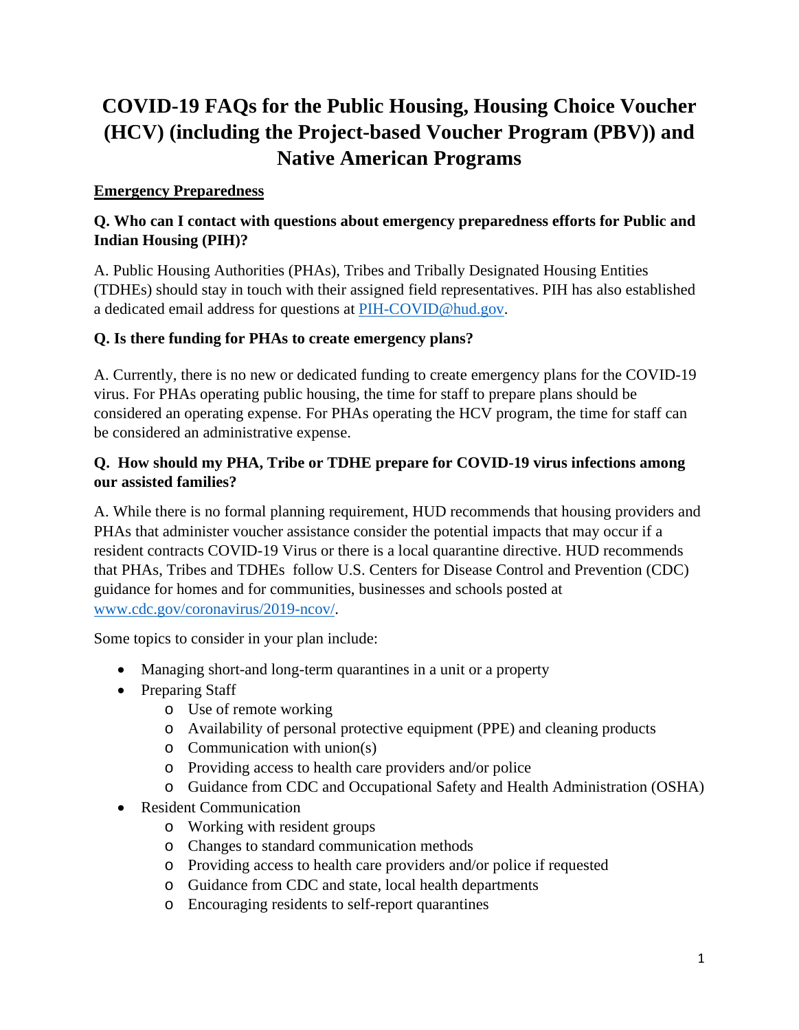# COVID-19 FAQs for the Public Housing, Housing Choice Voucher (HCV) (including the Project-based Voucher Program (PBV)) and Native American Programs

## Emergency Preparedness

**Q. Who can I contact with questions about emergency preparedness efforts for Public and Indian Housing (PIH)?**

A. Public Housing Authorities (PHAs), Tribes and Tribally Designated Housing Entities (TDHEs) should stay in touch with their assigned field representatives. PIH has also established a dedicated email address for questions at PIH-COVID@hud.gov.

**Q. Is there funding for PHAs to create emergency plans?**

A. Currently, there is no new or dedicated funding to create emergency plans for the COVID-19 virus. For PHAs operating public housing, the time for staff to prepare plans should be considered an operating expense. For PHAs operating the HCV program, the time for staff can be considered an administrative expense.

**Q. How should my PHA, Tribe or TDHE prepare for COVID-19 virus infections among our assisted families?**

A. While there is no formal planning requirement, HUD recommends that housing providers and PHAs that administer voucher assistance consider the potential impacts that may occur if a resident contracts COVID-19 Virus or there is a local quarantine directive. HUD recommends that PHAs, Tribes and TDHEs follow U.S. Centers for Disease Control and Prevention (CDC) guidance for homes and for communities, businesses and schools posted at www.cdc.gov/coronavirus/2019-ncov/.

Some topics to consider in your plan include:

- Managing short-and long-term quarantines in a unit or a property
- Preparing Staff
  - Use of remote working
  - Availability of personal protective equipment (PPE) and cleaning products
  - Communication with union(s)
  - Providing access to health care providers and/or police
  - Guidance from CDC and Occupational Safety and Health Administration (OSHA)
- Resident Communication
  - Working with resident groups
  - Changes to standard communication methods
  - Providing access to health care providers and/or police if requested
  - Guidance from CDC and state, local health departments
  - Encouraging residents to self-report quarantines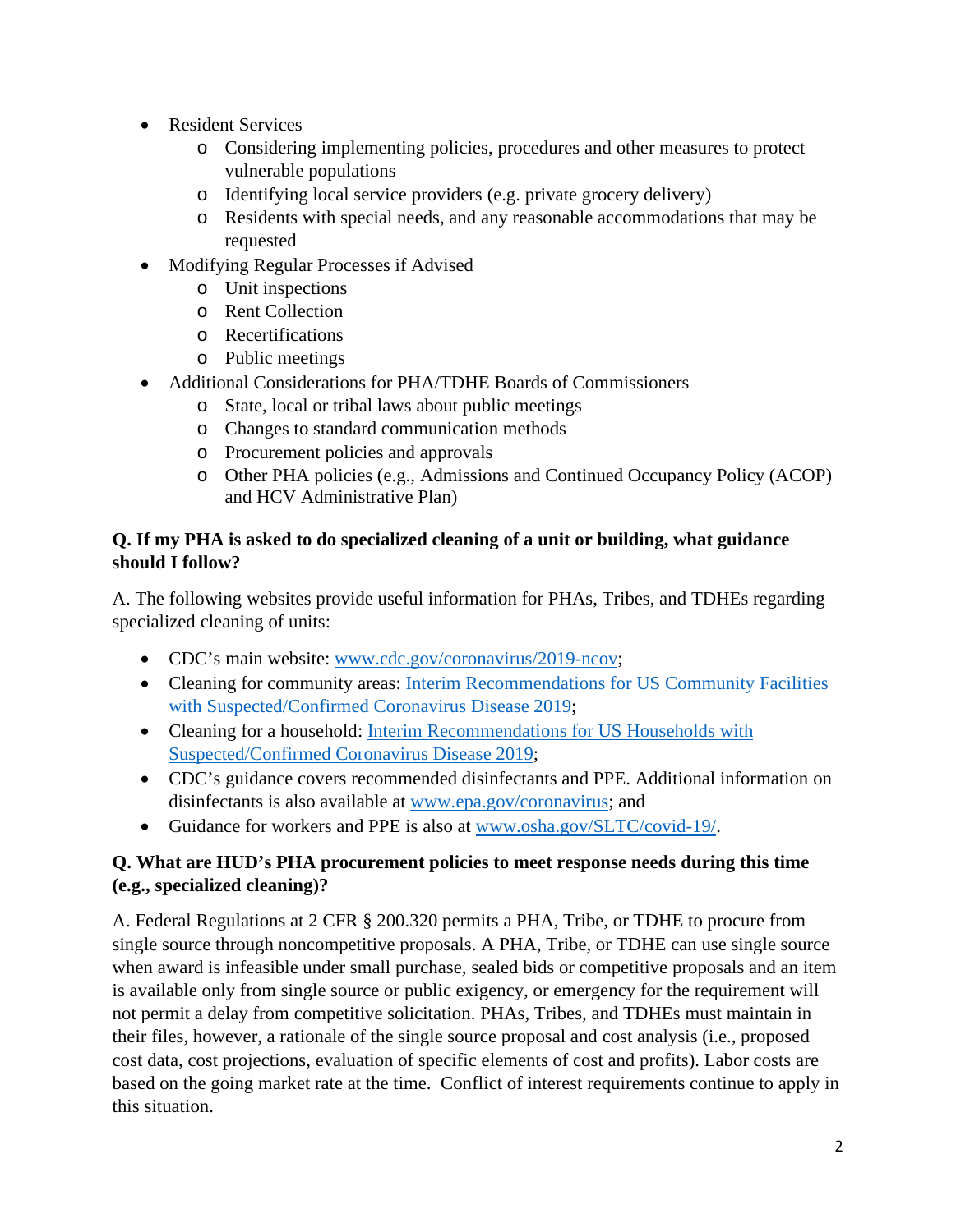- Resident Services
    - Considering implementing policies, procedures and other measures to protect vulnerable populations
    - Identifying local service providers (e.g. private grocery delivery)
    - Residents with special needs, and any reasonable accommodations that may be requested
- Modifying Regular Processes if Advised
    - Unit inspections
    - Rent Collection
    - Recertifications
    - Public meetings
- Additional Considerations for PHA/TDHE Boards of Commissioners
    - State, local or tribal laws about public meetings
    - Changes to standard communication methods
    - Procurement policies and approvals
    - Other PHA policies (e.g., Admissions and Continued Occupancy Policy (ACOP) and HCV Administrative Plan)

**Q. If my PHA is asked to do specialized cleaning of a unit or building, what guidance should I follow?**

A. The following websites provide useful information for PHAs, Tribes, and TDHEs regarding specialized cleaning of units:

- CDC's main website: [www.cdc.gov/coronavirus/2019-ncov](www.cdc.gov/coronavirus/2019-ncov);
- Cleaning for community areas: Interim Recommendations for US Community Facilities with Suspected/Confirmed Coronavirus Disease 2019;
- Cleaning for a household: Interim Recommendations for US Households with Suspected/Confirmed Coronavirus Disease 2019;
- CDC's guidance covers recommended disinfectants and PPE. Additional information on disinfectants is also available at [www.epa.gov/coronavirus](www.epa.gov/coronavirus); and
- Guidance for workers and PPE is also at [www.osha.gov/SLTC/covid-19/](www.osha.gov/SLTC/covid-19/).

**Q. What are HUD's PHA procurement policies to meet response needs during this time (e.g., specialized cleaning)?**

A. Federal Regulations at 2 CFR § 200.320 permits a PHA, Tribe, or TDHE to procure from single source through noncompetitive proposals. A PHA, Tribe, or TDHE can use single source when award is infeasible under small purchase, sealed bids or competitive proposals and an item is available only from single source or public exigency, or emergency for the requirement will not permit a delay from competitive solicitation. PHAs, Tribes, and TDHEs must maintain in their files, however, a rationale of the single source proposal and cost analysis (i.e., proposed cost data, cost projections, evaluation of specific elements of cost and profits). Labor costs are based on the going market rate at the time. Conflict of interest requirements continue to apply in this situation.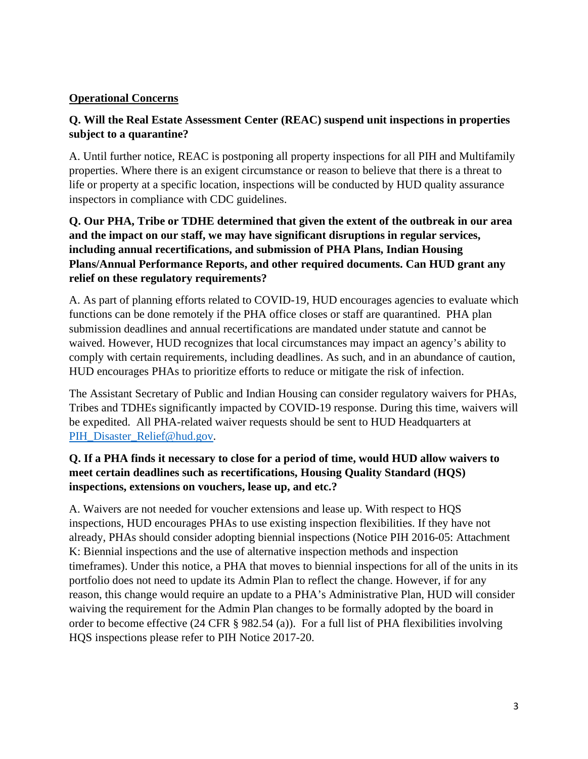## Operational Concerns

**Q. Will the Real Estate Assessment Center (REAC) suspend unit inspections in properties subject to a quarantine?**

A. Until further notice, REAC is postponing all property inspections for all PIH and Multifamily properties. Where there is an exigent circumstance or reason to believe that there is a threat to life or property at a specific location, inspections will be conducted by HUD quality assurance inspectors in compliance with CDC guidelines.

**Q. Our PHA, Tribe or TDHE determined that given the extent of the outbreak in our area and the impact on our staff, we may have significant disruptions in regular services, including annual recertifications, and submission of PHA Plans, Indian Housing Plans/Annual Performance Reports, and other required documents. Can HUD grant any relief on these regulatory requirements?**

A. As part of planning efforts related to COVID-19, HUD encourages agencies to evaluate which functions can be done remotely if the PHA office closes or staff are quarantined. PHA plan submission deadlines and annual recertifications are mandated under statute and cannot be waived. However, HUD recognizes that local circumstances may impact an agency's ability to comply with certain requirements, including deadlines. As such, and in an abundance of caution, HUD encourages PHAs to prioritize efforts to reduce or mitigate the risk of infection.

The Assistant Secretary of Public and Indian Housing can consider regulatory waivers for PHAs, Tribes and TDHEs significantly impacted by COVID-19 response. During this time, waivers will be expedited. All PHA-related waiver requests should be sent to HUD Headquarters at PIH_Disaster_Relief@hud.gov.

**Q. If a PHA finds it necessary to close for a period of time, would HUD allow waivers to meet certain deadlines such as recertifications, Housing Quality Standard (HQS) inspections, extensions on vouchers, lease up, and etc.?**

A. Waivers are not needed for voucher extensions and lease up. With respect to HQS inspections, HUD encourages PHAs to use existing inspection flexibilities. If they have not already, PHAs should consider adopting biennial inspections (Notice PIH 2016-05: Attachment K: Biennial inspections and the use of alternative inspection methods and inspection timeframes). Under this notice, a PHA that moves to biennial inspections for all of the units in its portfolio does not need to update its Admin Plan to reflect the change. However, if for any reason, this change would require an update to a PHA's Administrative Plan, HUD will consider waiving the requirement for the Admin Plan changes to be formally adopted by the board in order to become effective (24 CFR § 982.54 (a)). For a full list of PHA flexibilities involving HQS inspections please refer to PIH Notice 2017-20.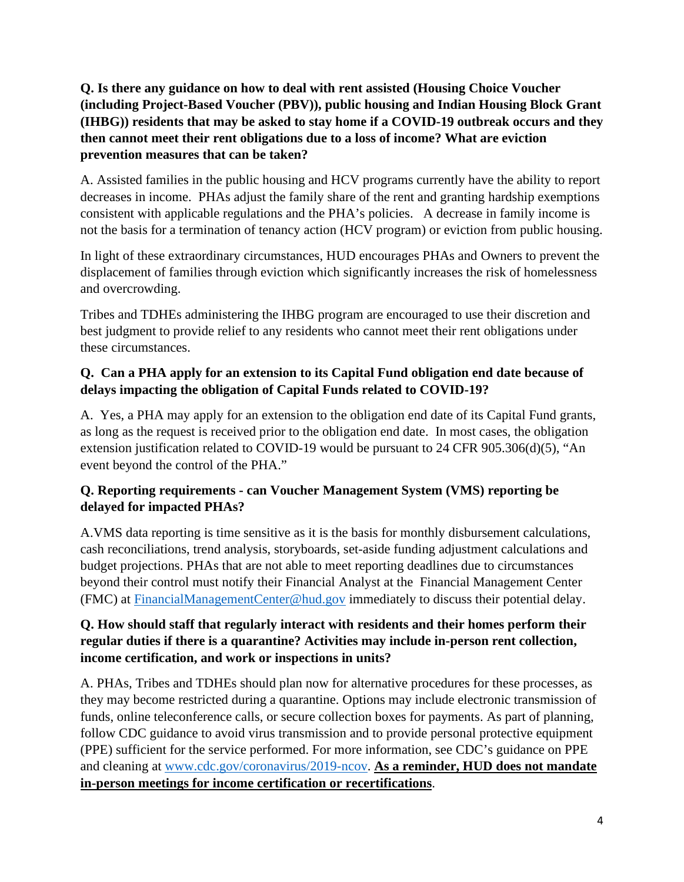**Q. Is there any guidance on how to deal with rent assisted (Housing Choice Voucher (including Project-Based Voucher (PBV)), public housing and Indian Housing Block Grant (IHBG)) residents that may be asked to stay home if a COVID-19 outbreak occurs and they then cannot meet their rent obligations due to a loss of income? What are eviction prevention measures that can be taken?**

A. Assisted families in the public housing and HCV programs currently have the ability to report decreases in income. PHAs adjust the family share of the rent and granting hardship exemptions consistent with applicable regulations and the PHA's policies. A decrease in family income is not the basis for a termination of tenancy action (HCV program) or eviction from public housing.

In light of these extraordinary circumstances, HUD encourages PHAs and Owners to prevent the displacement of families through eviction which significantly increases the risk of homelessness and overcrowding.

Tribes and TDHEs administering the IHBG program are encouraged to use their discretion and best judgment to provide relief to any residents who cannot meet their rent obligations under these circumstances.

**Q. Can a PHA apply for an extension to its Capital Fund obligation end date because of delays impacting the obligation of Capital Funds related to COVID-19?**

A. Yes, a PHA may apply for an extension to the obligation end date of its Capital Fund grants, as long as the request is received prior to the obligation end date. In most cases, the obligation extension justification related to COVID-19 would be pursuant to 24 CFR 905.306(d)(5), "An event beyond the control of the PHA."

**Q. Reporting requirements - can Voucher Management System (VMS) reporting be delayed for impacted PHAs?**

A. VMS data reporting is time sensitive as it is the basis for monthly disbursement calculations, cash reconciliations, trend analysis, storyboards, set-aside funding adjustment calculations and budget projections. PHAs that are not able to meet reporting deadlines due to circumstances beyond their control must notify their Financial Analyst at the Financial Management Center (FMC) at FinancialManagementCenter@hud.gov immediately to discuss their potential delay.

**Q. How should staff that regularly interact with residents and their homes perform their regular duties if there is a quarantine? Activities may include in-person rent collection, income certification, and work or inspections in units?**

A. PHAs, Tribes and TDHEs should plan now for alternative procedures for these processes, as they may become restricted during a quarantine. Options may include electronic transmission of funds, online teleconference calls, or secure collection boxes for payments. As part of planning, follow CDC guidance to avoid virus transmission and to provide personal protective equipment (PPE) sufficient for the service performed. For more information, see CDC's guidance on PPE and cleaning at www.cdc.gov/coronavirus/2019-ncov. **As a reminder, HUD does not mandate in-person meetings for income certification or recertifications**.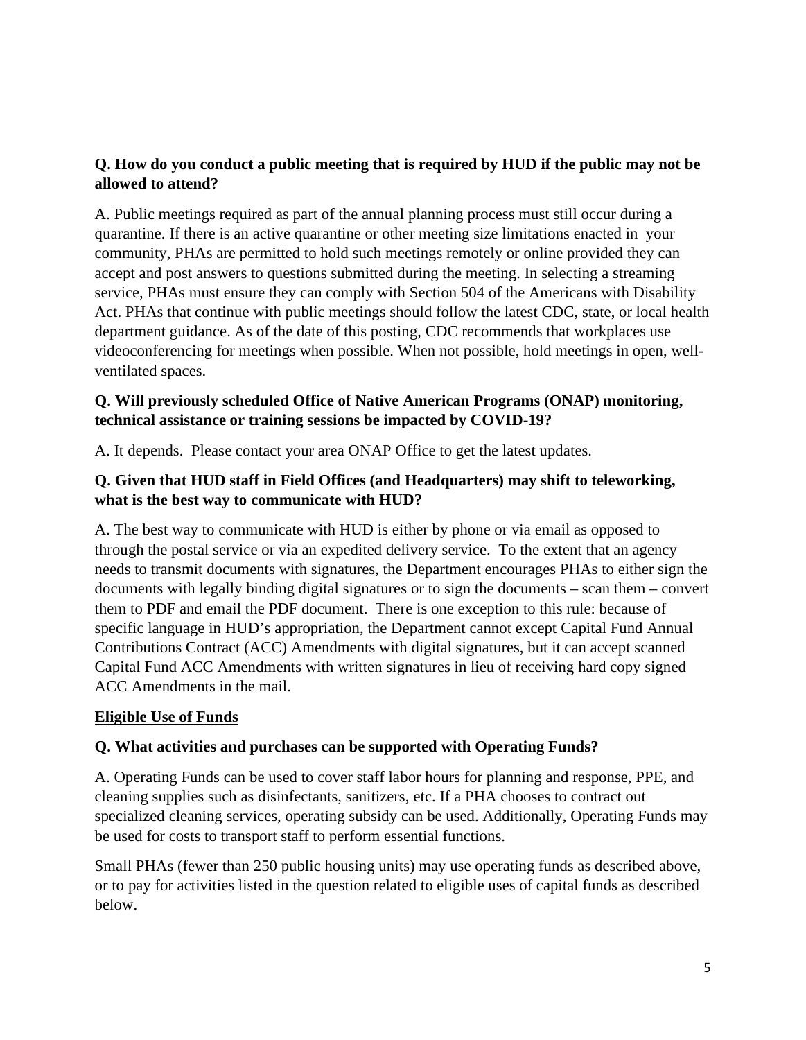**Q. How do you conduct a public meeting that is required by HUD if the public may not be allowed to attend?**

A. Public meetings required as part of the annual planning process must still occur during a quarantine. If there is an active quarantine or other meeting size limitations enacted in your community, PHAs are permitted to hold such meetings remotely or online provided they can accept and post answers to questions submitted during the meeting. In selecting a streaming service, PHAs must ensure they can comply with Section 504 of the Americans with Disability Act. PHAs that continue with public meetings should follow the latest CDC, state, or local health department guidance. As of the date of this posting, CDC recommends that workplaces use videoconferencing for meetings when possible. When not possible, hold meetings in open, well-ventilated spaces.

**Q. Will previously scheduled Office of Native American Programs (ONAP) monitoring, technical assistance or training sessions be impacted by COVID-19?**

A. It depends. Please contact your area ONAP Office to get the latest updates.

**Q. Given that HUD staff in Field Offices (and Headquarters) may shift to teleworking, what is the best way to communicate with HUD?**

A. The best way to communicate with HUD is either by phone or via email as opposed to through the postal service or via an expedited delivery service. To the extent that an agency needs to transmit documents with signatures, the Department encourages PHAs to either sign the documents with legally binding digital signatures or to sign the documents – scan them – convert them to PDF and email the PDF document. There is one exception to this rule: because of specific language in HUD's appropriation, the Department cannot except Capital Fund Annual Contributions Contract (ACC) Amendments with digital signatures, but it can accept scanned Capital Fund ACC Amendments with written signatures in lieu of receiving hard copy signed ACC Amendments in the mail.

## Eligible Use of Funds

**Q. What activities and purchases can be supported with Operating Funds?**

A. Operating Funds can be used to cover staff labor hours for planning and response, PPE, and cleaning supplies such as disinfectants, sanitizers, etc. If a PHA chooses to contract out specialized cleaning services, operating subsidy can be used. Additionally, Operating Funds may be used for costs to transport staff to perform essential functions.

Small PHAs (fewer than 250 public housing units) may use operating funds as described above, or to pay for activities listed in the question related to eligible uses of capital funds as described below.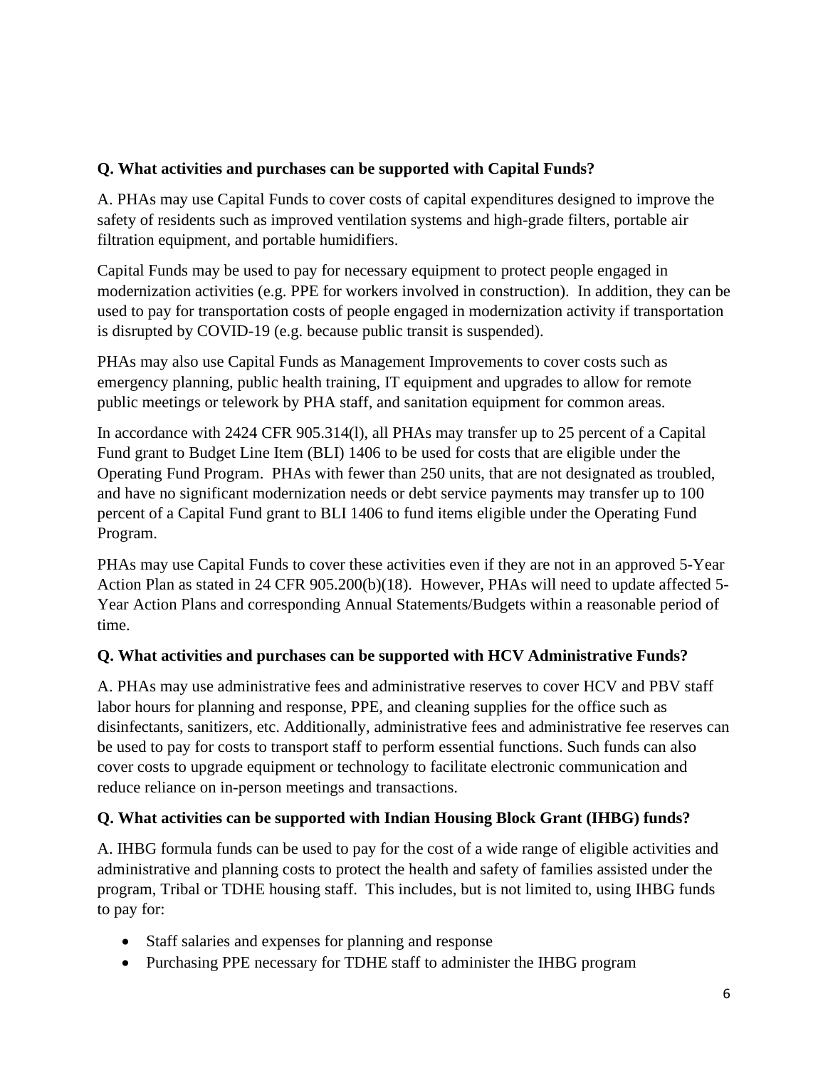**Q. What activities and purchases can be supported with Capital Funds?**

A. PHAs may use Capital Funds to cover costs of capital expenditures designed to improve the safety of residents such as improved ventilation systems and high-grade filters, portable air filtration equipment, and portable humidifiers.

Capital Funds may be used to pay for necessary equipment to protect people engaged in modernization activities (e.g. PPE for workers involved in construction). In addition, they can be used to pay for transportation costs of people engaged in modernization activity if transportation is disrupted by COVID-19 (e.g. because public transit is suspended).

PHAs may also use Capital Funds as Management Improvements to cover costs such as emergency planning, public health training, IT equipment and upgrades to allow for remote public meetings or telework by PHA staff, and sanitation equipment for common areas.

In accordance with 2424 CFR 905.314(l), all PHAs may transfer up to 25 percent of a Capital Fund grant to Budget Line Item (BLI) 1406 to be used for costs that are eligible under the Operating Fund Program. PHAs with fewer than 250 units, that are not designated as troubled, and have no significant modernization needs or debt service payments may transfer up to 100 percent of a Capital Fund grant to BLI 1406 to fund items eligible under the Operating Fund Program.

PHAs may use Capital Funds to cover these activities even if they are not in an approved 5-Year Action Plan as stated in 24 CFR 905.200(b)(18). However, PHAs will need to update affected 5-Year Action Plans and corresponding Annual Statements/Budgets within a reasonable period of time.

**Q. What activities and purchases can be supported with HCV Administrative Funds?**

A. PHAs may use administrative fees and administrative reserves to cover HCV and PBV staff labor hours for planning and response, PPE, and cleaning supplies for the office such as disinfectants, sanitizers, etc. Additionally, administrative fees and administrative fee reserves can be used to pay for costs to transport staff to perform essential functions. Such funds can also cover costs to upgrade equipment or technology to facilitate electronic communication and reduce reliance on in-person meetings and transactions.

**Q. What activities can be supported with Indian Housing Block Grant (IHBG) funds?**

A. IHBG formula funds can be used to pay for the cost of a wide range of eligible activities and administrative and planning costs to protect the health and safety of families assisted under the program, Tribal or TDHE housing staff. This includes, but is not limited to, using IHBG funds to pay for:

- Staff salaries and expenses for planning and response
- Purchasing PPE necessary for TDHE staff to administer the IHBG program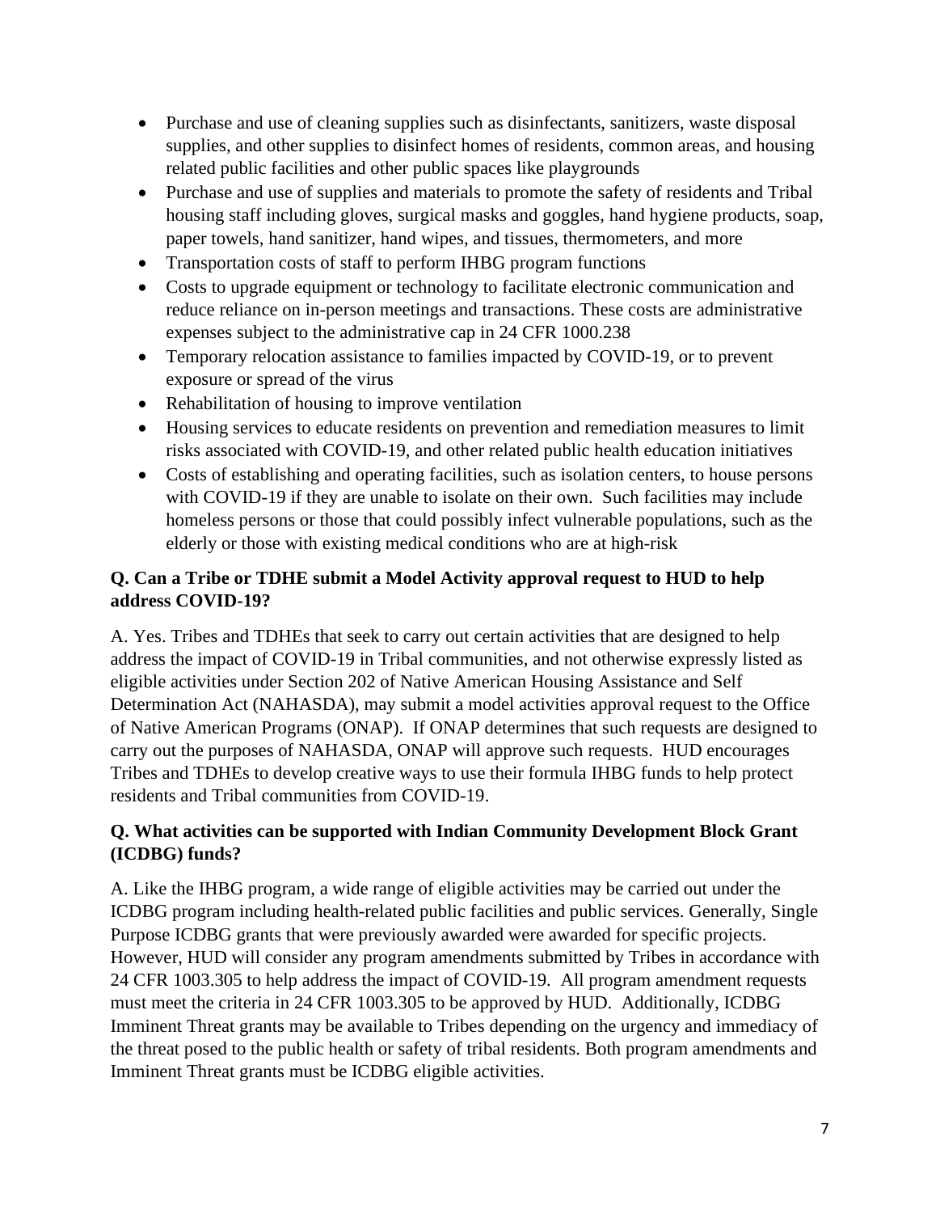- Purchase and use of cleaning supplies such as disinfectants, sanitizers, waste disposal supplies, and other supplies to disinfect homes of residents, common areas, and housing related public facilities and other public spaces like playgrounds
- Purchase and use of supplies and materials to promote the safety of residents and Tribal housing staff including gloves, surgical masks and goggles, hand hygiene products, soap, paper towels, hand sanitizer, hand wipes, and tissues, thermometers, and more
- Transportation costs of staff to perform IHBG program functions
- Costs to upgrade equipment or technology to facilitate electronic communication and reduce reliance on in-person meetings and transactions. These costs are administrative expenses subject to the administrative cap in 24 CFR 1000.238
- Temporary relocation assistance to families impacted by COVID-19, or to prevent exposure or spread of the virus
- Rehabilitation of housing to improve ventilation
- Housing services to educate residents on prevention and remediation measures to limit risks associated with COVID-19, and other related public health education initiatives
- Costs of establishing and operating facilities, such as isolation centers, to house persons with COVID-19 if they are unable to isolate on their own. Such facilities may include homeless persons or those that could possibly infect vulnerable populations, such as the elderly or those with existing medical conditions who are at high-risk

**Q. Can a Tribe or TDHE submit a Model Activity approval request to HUD to help address COVID-19?**

A. Yes. Tribes and TDHEs that seek to carry out certain activities that are designed to help address the impact of COVID-19 in Tribal communities, and not otherwise expressly listed as eligible activities under Section 202 of Native American Housing Assistance and Self Determination Act (NAHASDA), may submit a model activities approval request to the Office of Native American Programs (ONAP). If ONAP determines that such requests are designed to carry out the purposes of NAHASDA, ONAP will approve such requests. HUD encourages Tribes and TDHEs to develop creative ways to use their formula IHBG funds to help protect residents and Tribal communities from COVID-19.

**Q. What activities can be supported with Indian Community Development Block Grant (ICDBG) funds?**

A. Like the IHBG program, a wide range of eligible activities may be carried out under the ICDBG program including health-related public facilities and public services. Generally, Single Purpose ICDBG grants that were previously awarded were awarded for specific projects. However, HUD will consider any program amendments submitted by Tribes in accordance with 24 CFR 1003.305 to help address the impact of COVID-19. All program amendment requests must meet the criteria in 24 CFR 1003.305 to be approved by HUD. Additionally, ICDBG Imminent Threat grants may be available to Tribes depending on the urgency and immediacy of the threat posed to the public health or safety of tribal residents. Both program amendments and Imminent Threat grants must be ICDBG eligible activities.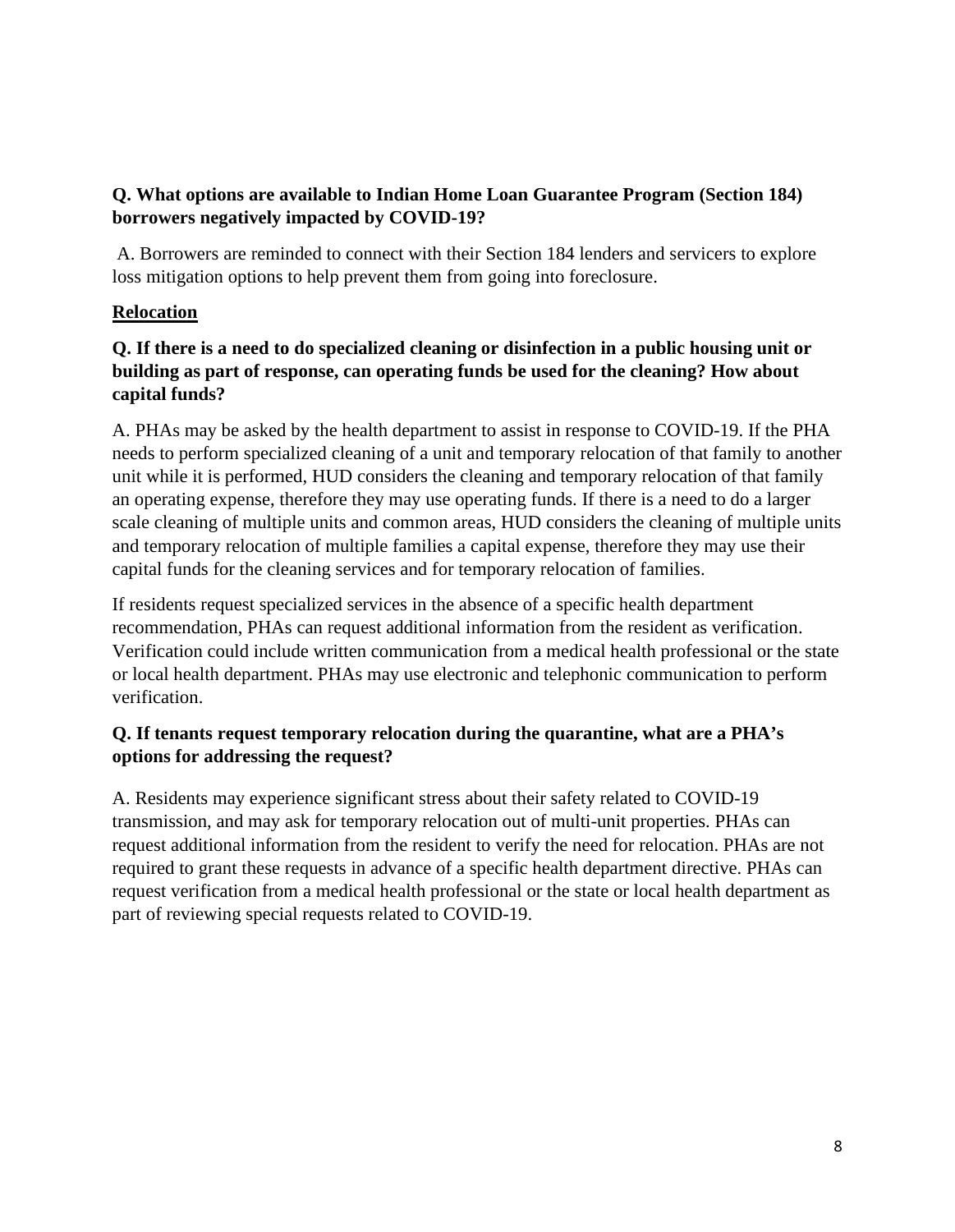**Q. What options are available to Indian Home Loan Guarantee Program (Section 184) borrowers negatively impacted by COVID-19?**

A. Borrowers are reminded to connect with their Section 184 lenders and servicers to explore loss mitigation options to help prevent them from going into foreclosure.

**Relocation**

**Q. If there is a need to do specialized cleaning or disinfection in a public housing unit or building as part of response, can operating funds be used for the cleaning? How about capital funds?**

A. PHAs may be asked by the health department to assist in response to COVID-19. If the PHA needs to perform specialized cleaning of a unit and temporary relocation of that family to another unit while it is performed, HUD considers the cleaning and temporary relocation of that family an operating expense, therefore they may use operating funds. If there is a need to do a larger scale cleaning of multiple units and common areas, HUD considers the cleaning of multiple units and temporary relocation of multiple families a capital expense, therefore they may use their capital funds for the cleaning services and for temporary relocation of families.

If residents request specialized services in the absence of a specific health department recommendation, PHAs can request additional information from the resident as verification. Verification could include written communication from a medical health professional or the state or local health department. PHAs may use electronic and telephonic communication to perform verification.

**Q. If tenants request temporary relocation during the quarantine, what are a PHA's options for addressing the request?**

A. Residents may experience significant stress about their safety related to COVID-19 transmission, and may ask for temporary relocation out of multi-unit properties. PHAs can request additional information from the resident to verify the need for relocation. PHAs are not required to grant these requests in advance of a specific health department directive. PHAs can request verification from a medical health professional or the state or local health department as part of reviewing special requests related to COVID-19.